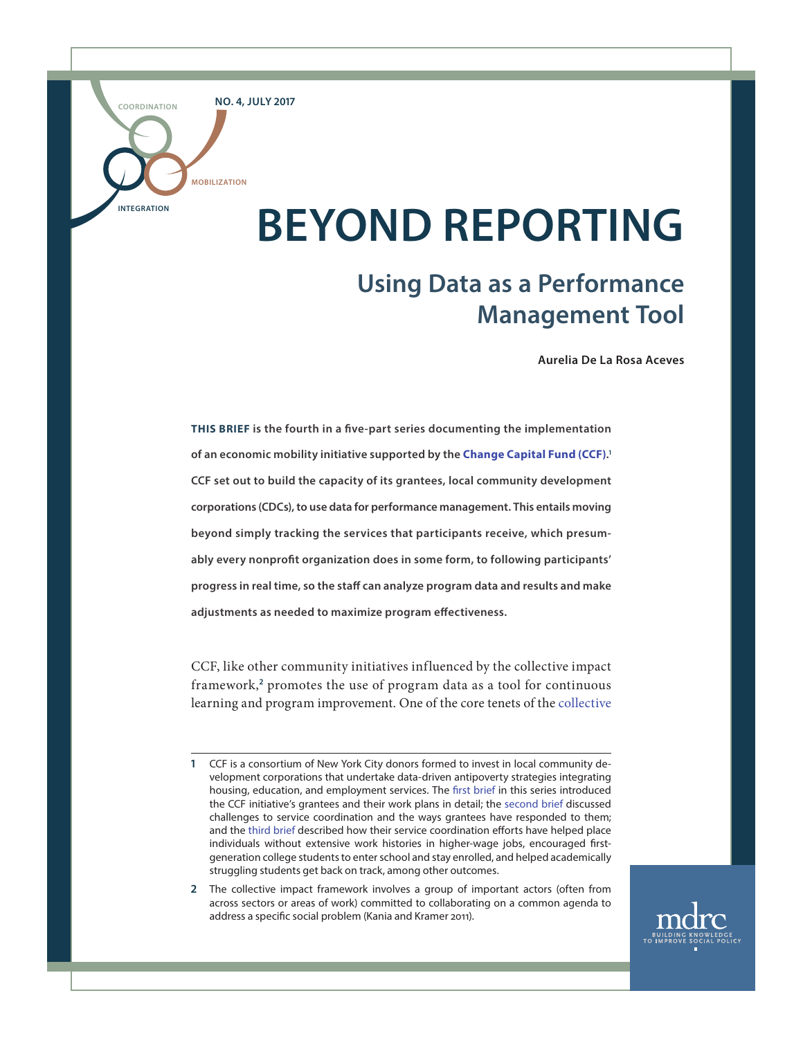COORDINATION

NO. 4, JULY 2017

MOBILIZATION

INTEGRATION

# BEYOND REPORTING

## Using Data as a Performance Management Tool

**Aurelia De La Rosa Aceves**

**THIS BRIEF is the fourth in a five-part series documenting the implementation of an economic mobility initiative supported by the Change Capital Fund (CCF).[1] CCF set out to build the capacity of its grantees, local community development corporations (CDCs), to use data for performance management. This entails moving beyond simply tracking the services that participants receive, which presumably every nonprofit organization does in some form, to following participants' progress in real time, so the staff can analyze program data and results and make adjustments as needed to maximize program effectiveness.**

CCF, like other community initiatives influenced by the collective impact framework,[2] promotes the use of program data as a tool for continuous learning and program improvement. One of the core tenets of the collective

---

1 CCF is a consortium of New York City donors formed to invest in local community development corporations that undertake data-driven antipoverty strategies integrating housing, education, and employment services. The first brief in this series introduced the CCF initiative's grantees and their work plans in detail; the second brief discussed challenges to service coordination and the ways grantees have responded to them; and the third brief described how their service coordination efforts have helped place individuals without extensive work histories in higher-wage jobs, encouraged first-generation college students to enter school and stay enrolled, and helped academically struggling students get back on track, among other outcomes.

2 The collective impact framework involves a group of important actors (often from across sectors or areas of work) committed to collaborating on a common agenda to address a specific social problem (Kania and Kramer 2011).

mdrc
BUILDING KNOWLEDGE TO IMPROVE SOCIAL POLICY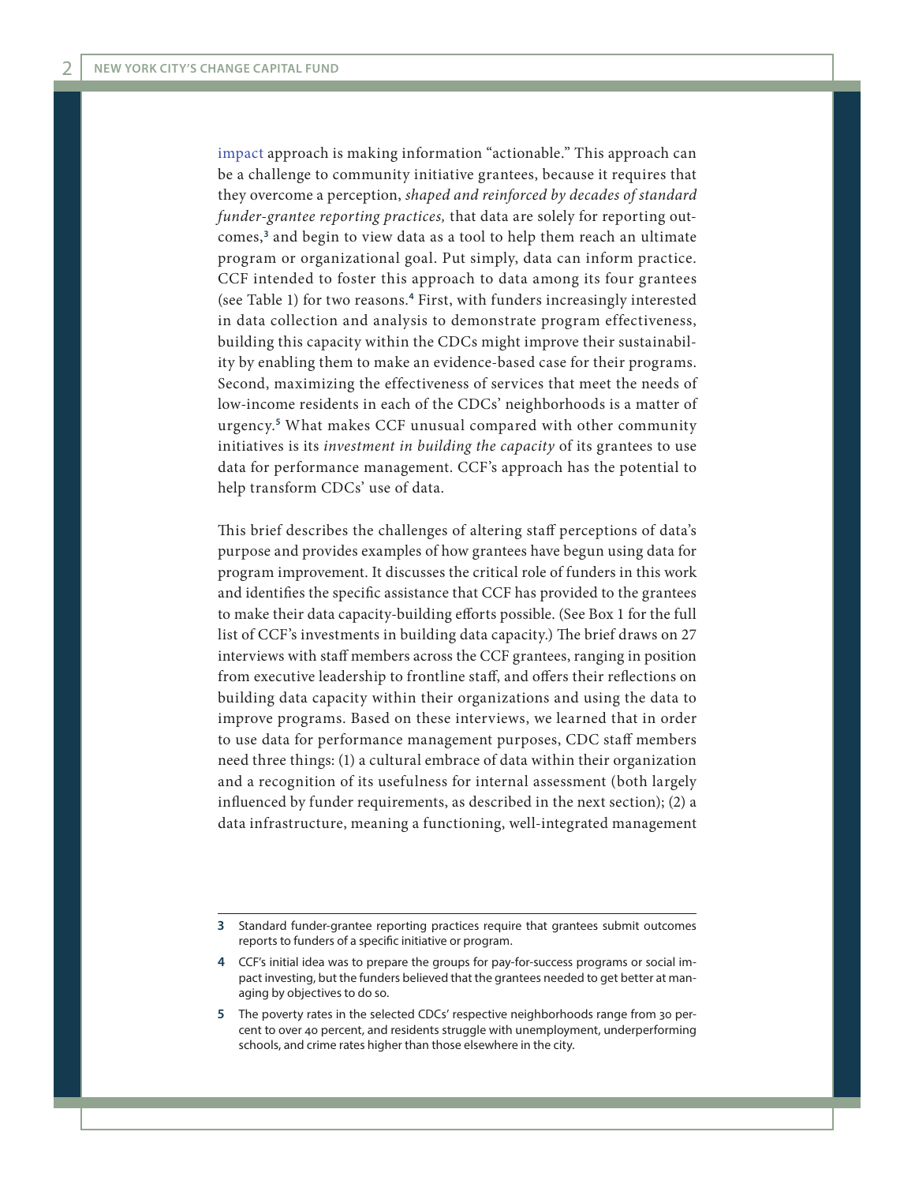impact approach is making information "actionable." This approach can be a challenge to community initiative grantees, because it requires that they overcome a perception, *shaped and reinforced by decades of standard funder-grantee reporting practices,* that data are solely for reporting outcomes,[3] and begin to view data as a tool to help them reach an ultimate program or organizational goal. Put simply, data can inform practice. CCF intended to foster this approach to data among its four grantees (see Table 1) for two reasons.[4] First, with funders increasingly interested in data collection and analysis to demonstrate program effectiveness, building this capacity within the CDCs might improve their sustainability by enabling them to make an evidence-based case for their programs. Second, maximizing the effectiveness of services that meet the needs of low-income residents in each of the CDCs' neighborhoods is a matter of urgency.[5] What makes CCF unusual compared with other community initiatives is its *investment in building the capacity* of its grantees to use data for performance management. CCF's approach has the potential to help transform CDCs' use of data.

This brief describes the challenges of altering staff perceptions of data's purpose and provides examples of how grantees have begun using data for program improvement. It discusses the critical role of funders in this work and identifies the specific assistance that CCF has provided to the grantees to make their data capacity-building efforts possible. (See Box 1 for the full list of CCF's investments in building data capacity.) The brief draws on 27 interviews with staff members across the CCF grantees, ranging in position from executive leadership to frontline staff, and offers their reflections on building data capacity within their organizations and using the data to improve programs. Based on these interviews, we learned that in order to use data for performance management purposes, CDC staff members need three things: (1) a cultural embrace of data within their organization and a recognition of its usefulness for internal assessment (both largely influenced by funder requirements, as described in the next section); (2) a data infrastructure, meaning a functioning, well-integrated management

---

**3** Standard funder-grantee reporting practices require that grantees submit outcomes reports to funders of a specific initiative or program.

**4** CCF's initial idea was to prepare the groups for pay-for-success programs or social impact investing, but the funders believed that the grantees needed to get better at managing by objectives to do so.

**5** The poverty rates in the selected CDCs' respective neighborhoods range from 30 percent to over 40 percent, and residents struggle with unemployment, underperforming schools, and crime rates higher than those elsewhere in the city.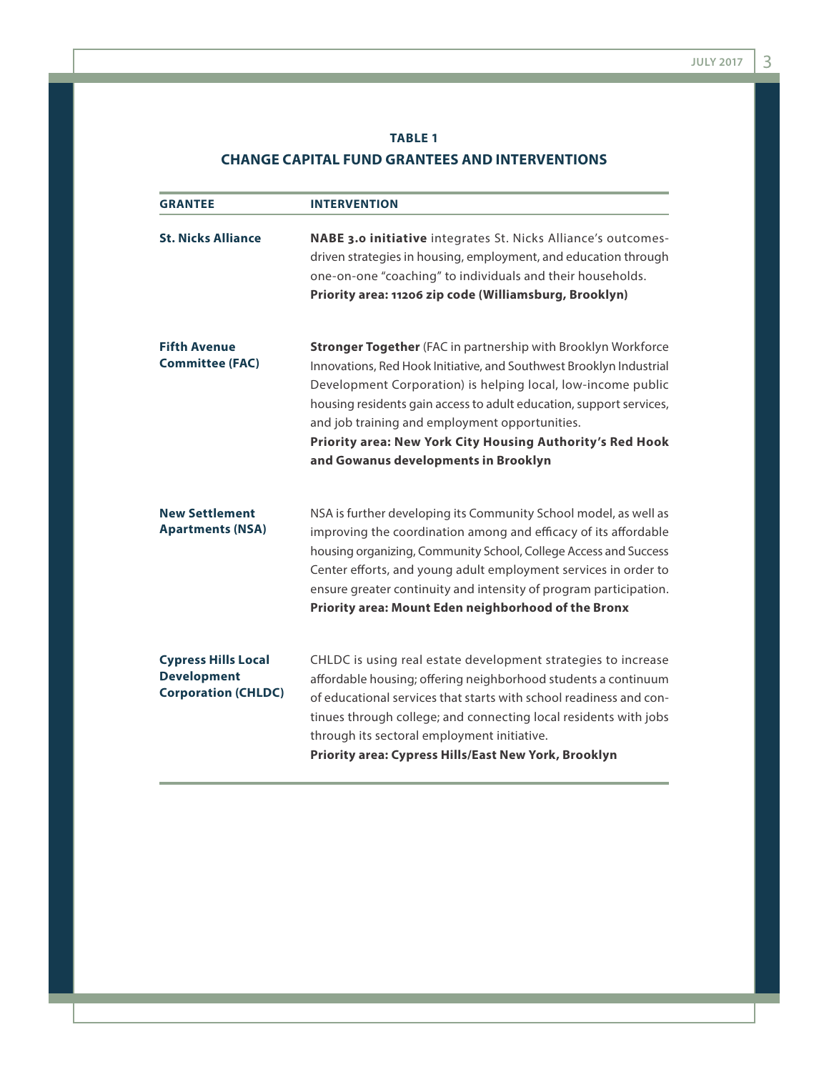**TABLE 1**

**CHANGE CAPITAL FUND GRANTEES AND INTERVENTIONS**

| GRANTEE | INTERVENTION |
| --- | --- |
| **St. Nicks Alliance** | **NABE 3.0 initiative** integrates St. Nicks Alliance's outcomes-driven strategies in housing, employment, and education through one-on-one "coaching" to individuals and their households. **Priority area: 11206 zip code (Williamsburg, Brooklyn)** |
| **Fifth Avenue Committee (FAC)** | **Stronger Together** (FAC in partnership with Brooklyn Workforce Innovations, Red Hook Initiative, and Southwest Brooklyn Industrial Development Corporation) is helping local, low-income public housing residents gain access to adult education, support services, and job training and employment opportunities. **Priority area: New York City Housing Authority's Red Hook and Gowanus developments in Brooklyn** |
| **New Settlement Apartments (NSA)** | NSA is further developing its Community School model, as well as improving the coordination among and efficacy of its affordable housing organizing, Community School, College Access and Success Center efforts, and young adult employment services in order to ensure greater continuity and intensity of program participation. **Priority area: Mount Eden neighborhood of the Bronx** |
| **Cypress Hills Local Development Corporation (CHLDC)** | CHLDC is using real estate development strategies to increase affordable housing; offering neighborhood students a continuum of educational services that starts with school readiness and continues through college; and connecting local residents with jobs through its sectoral employment initiative. **Priority area: Cypress Hills/East New York, Brooklyn** |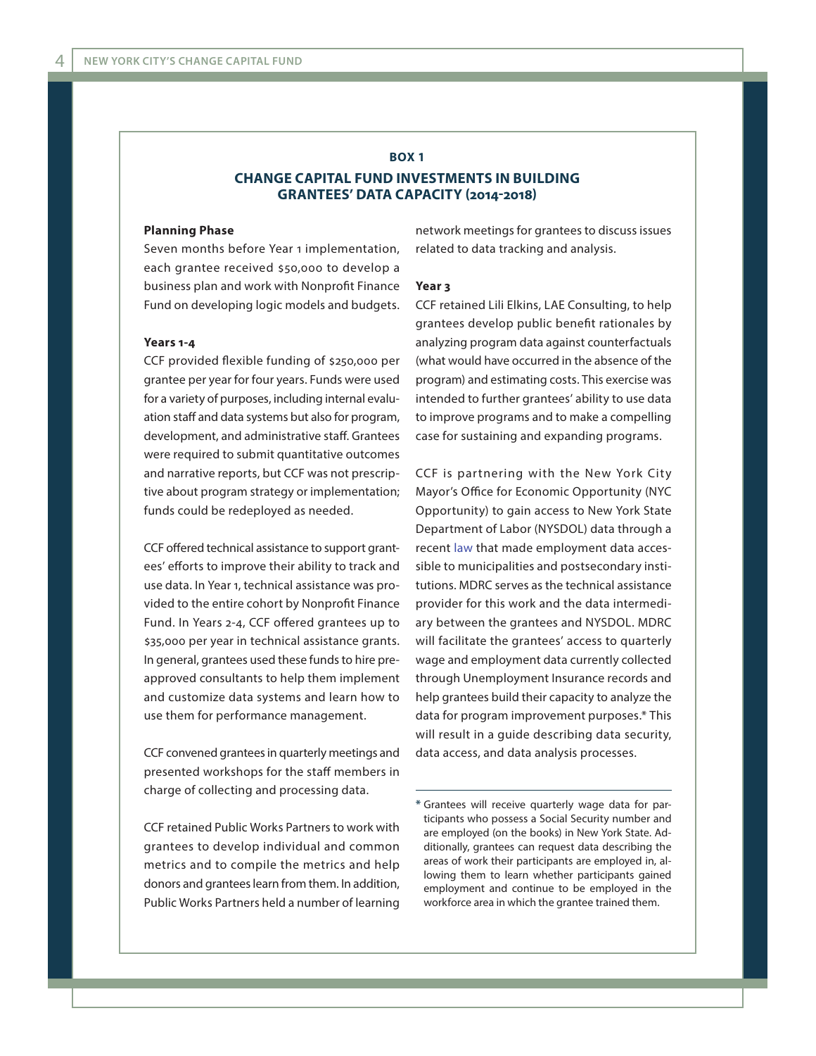## BOX 1

## CHANGE CAPITAL FUND INVESTMENTS IN BUILDING GRANTEES' DATA CAPACITY (2014-2018)

**Planning Phase**

Seven months before Year 1 implementation, each grantee received $50,000 to develop a business plan and work with Nonprofit Finance Fund on developing logic models and budgets.

**Years 1-4**

CCF provided flexible funding of $250,000 per grantee per year for four years. Funds were used for a variety of purposes, including internal evaluation staff and data systems but also for program, development, and administrative staff. Grantees were required to submit quantitative outcomes and narrative reports, but CCF was not prescriptive about program strategy or implementation; funds could be redeployed as needed.

CCF offered technical assistance to support grantees' efforts to improve their ability to track and use data. In Year 1, technical assistance was provided to the entire cohort by Nonprofit Finance Fund. In Years 2-4, CCF offered grantees up to $35,000 per year in technical assistance grants. In general, grantees used these funds to hire preapproved consultants to help them implement and customize data systems and learn how to use them for performance management.

CCF convened grantees in quarterly meetings and presented workshops for the staff members in charge of collecting and processing data.

CCF retained Public Works Partners to work with grantees to develop individual and common metrics and to compile the metrics and help donors and grantees learn from them. In addition, Public Works Partners held a number of learning network meetings for grantees to discuss issues related to data tracking and analysis.

**Year 3**

CCF retained Lili Elkins, LAE Consulting, to help grantees develop public benefit rationales by analyzing program data against counterfactuals (what would have occurred in the absence of the program) and estimating costs. This exercise was intended to further grantees' ability to use data to improve programs and to make a compelling case for sustaining and expanding programs.

CCF is partnering with the New York City Mayor's Office for Economic Opportunity (NYC Opportunity) to gain access to New York State Department of Labor (NYSDOL) data through a recent law that made employment data accessible to municipalities and postsecondary institutions. MDRC serves as the technical assistance provider for this work and the data intermediary between the grantees and NYSDOL. MDRC will facilitate the grantees' access to quarterly wage and employment data currently collected through Unemployment Insurance records and help grantees build their capacity to analyze the data for program improvement purposes.* This will result in a guide describing data security, data access, and data analysis processes.

---

* Grantees will receive quarterly wage data for participants who possess a Social Security number and are employed (on the books) in New York State. Additionally, grantees can request data describing the areas of work their participants are employed in, allowing them to learn whether participants gained employment and continue to be employed in the workforce area in which the grantee trained them.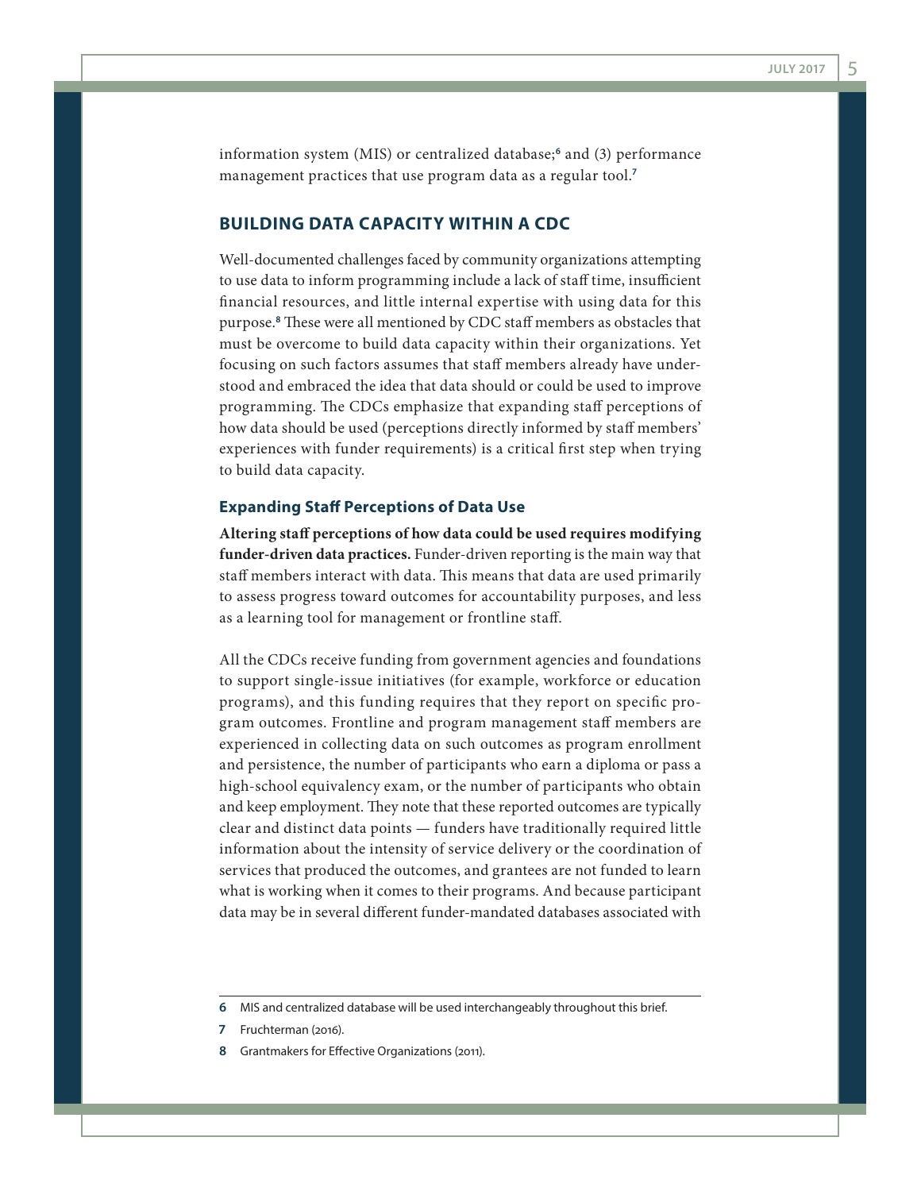information system (MIS) or centralized database;[6] and (3) performance management practices that use program data as a regular tool.[7]

## BUILDING DATA CAPACITY WITHIN A CDC

Well-documented challenges faced by community organizations attempting to use data to inform programming include a lack of staff time, insufficient financial resources, and little internal expertise with using data for this purpose.[8] These were all mentioned by CDC staff members as obstacles that must be overcome to build data capacity within their organizations. Yet focusing on such factors assumes that staff members already have understood and embraced the idea that data should or could be used to improve programming. The CDCs emphasize that expanding staff perceptions of how data should be used (perceptions directly informed by staff members' experiences with funder requirements) is a critical first step when trying to build data capacity.

### Expanding Staff Perceptions of Data Use

**Altering staff perceptions of how data could be used requires modifying funder-driven data practices.** Funder-driven reporting is the main way that staff members interact with data. This means that data are used primarily to assess progress toward outcomes for accountability purposes, and less as a learning tool for management or frontline staff.

All the CDCs receive funding from government agencies and foundations to support single-issue initiatives (for example, workforce or education programs), and this funding requires that they report on specific program outcomes. Frontline and program management staff members are experienced in collecting data on such outcomes as program enrollment and persistence, the number of participants who earn a diploma or pass a high-school equivalency exam, or the number of participants who obtain and keep employment. They note that these reported outcomes are typically clear and distinct data points — funders have traditionally required little information about the intensity of service delivery or the coordination of services that produced the outcomes, and grantees are not funded to learn what is working when it comes to their programs. And because participant data may be in several different funder-mandated databases associated with

---

6 MIS and centralized database will be used interchangeably throughout this brief.

7 Fruchterman (2016).

8 Grantmakers for Effective Organizations (2011).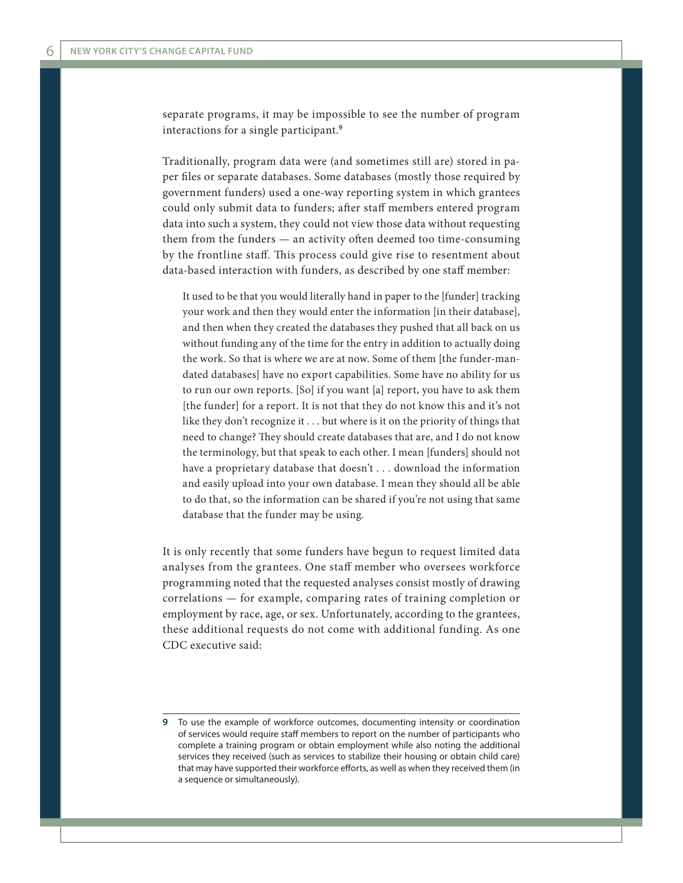separate programs, it may be impossible to see the number of program interactions for a single participant.[9]

Traditionally, program data were (and sometimes still are) stored in paper files or separate databases. Some databases (mostly those required by government funders) used a one-way reporting system in which grantees could only submit data to funders; after staff members entered program data into such a system, they could not view those data without requesting them from the funders — an activity often deemed too time-consuming by the frontline staff. This process could give rise to resentment about data-based interaction with funders, as described by one staff member:

> It used to be that you would literally hand in paper to the [funder] tracking your work and then they would enter the information [in their database], and then when they created the databases they pushed that all back on us without funding any of the time for the entry in addition to actually doing the work. So that is where we are at now. Some of them [the funder-mandated databases] have no export capabilities. Some have no ability for us to run our own reports. [So] if you want [a] report, you have to ask them [the funder] for a report. It is not that they do not know this and it's not like they don't recognize it . . . but where is it on the priority of things that need to change? They should create databases that are, and I do not know the terminology, but that speak to each other. I mean [funders] should not have a proprietary database that doesn't . . . download the information and easily upload into your own database. I mean they should all be able to do that, so the information can be shared if you're not using that same database that the funder may be using.

It is only recently that some funders have begun to request limited data analyses from the grantees. One staff member who oversees workforce programming noted that the requested analyses consist mostly of drawing correlations — for example, comparing rates of training completion or employment by race, age, or sex. Unfortunately, according to the grantees, these additional requests do not come with additional funding. As one CDC executive said:

---

**9** To use the example of workforce outcomes, documenting intensity or coordination of services would require staff members to report on the number of participants who complete a training program or obtain employment while also noting the additional services they received (such as services to stabilize their housing or obtain child care) that may have supported their workforce efforts, as well as when they received them (in a sequence or simultaneously).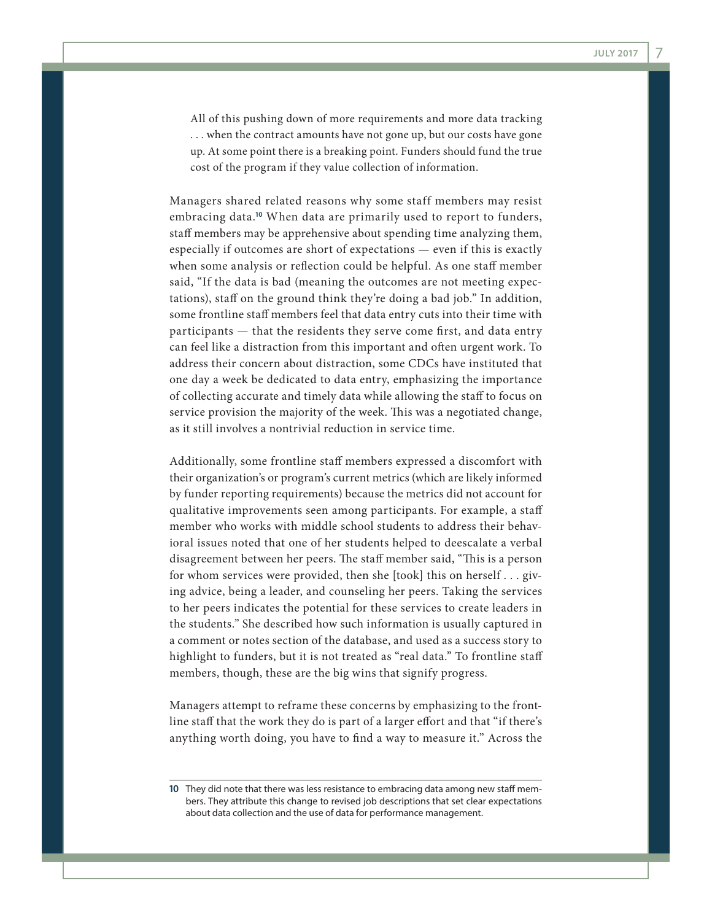> All of this pushing down of more requirements and more data tracking . . . when the contract amounts have not gone up, but our costs have gone up. At some point there is a breaking point. Funders should fund the true cost of the program if they value collection of information.

Managers shared related reasons why some staff members may resist embracing data.[10] When data are primarily used to report to funders, staff members may be apprehensive about spending time analyzing them, especially if outcomes are short of expectations — even if this is exactly when some analysis or reflection could be helpful. As one staff member said, "If the data is bad (meaning the outcomes are not meeting expectations), staff on the ground think they're doing a bad job." In addition, some frontline staff members feel that data entry cuts into their time with participants — that the residents they serve come first, and data entry can feel like a distraction from this important and often urgent work. To address their concern about distraction, some CDCs have instituted that one day a week be dedicated to data entry, emphasizing the importance of collecting accurate and timely data while allowing the staff to focus on service provision the majority of the week. This was a negotiated change, as it still involves a nontrivial reduction in service time.

Additionally, some frontline staff members expressed a discomfort with their organization's or program's current metrics (which are likely informed by funder reporting requirements) because the metrics did not account for qualitative improvements seen among participants. For example, a staff member who works with middle school students to address their behavioral issues noted that one of her students helped to deescalate a verbal disagreement between her peers. The staff member said, "This is a person for whom services were provided, then she [took] this on herself . . . giving advice, being a leader, and counseling her peers. Taking the services to her peers indicates the potential for these services to create leaders in the students." She described how such information is usually captured in a comment or notes section of the database, and used as a success story to highlight to funders, but it is not treated as "real data." To frontline staff members, though, these are the big wins that signify progress.

Managers attempt to reframe these concerns by emphasizing to the frontline staff that the work they do is part of a larger effort and that "if there's anything worth doing, you have to find a way to measure it." Across the

---

[10] They did note that there was less resistance to embracing data among new staff members. They attribute this change to revised job descriptions that set clear expectations about data collection and the use of data for performance management.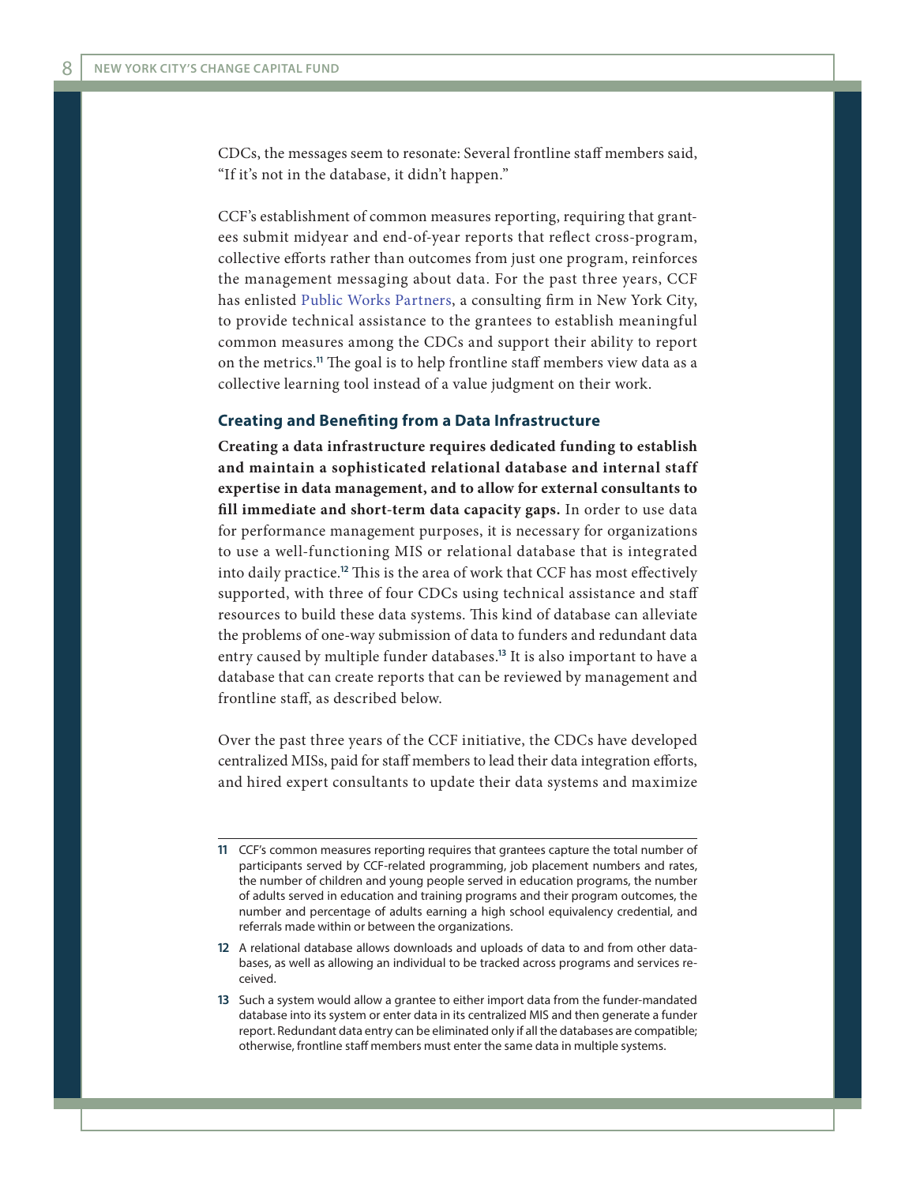CDCs, the messages seem to resonate: Several frontline staff members said, "If it's not in the database, it didn't happen."

CCF's establishment of common measures reporting, requiring that grantees submit midyear and end-of-year reports that reflect cross-program, collective efforts rather than outcomes from just one program, reinforces the management messaging about data. For the past three years, CCF has enlisted Public Works Partners, a consulting firm in New York City, to provide technical assistance to the grantees to establish meaningful common measures among the CDCs and support their ability to report on the metrics.[11] The goal is to help frontline staff members view data as a collective learning tool instead of a value judgment on their work.

### Creating and Benefiting from a Data Infrastructure

**Creating a data infrastructure requires dedicated funding to establish and maintain a sophisticated relational database and internal staff expertise in data management, and to allow for external consultants to fill immediate and short-term data capacity gaps.** In order to use data for performance management purposes, it is necessary for organizations to use a well-functioning MIS or relational database that is integrated into daily practice.[12] This is the area of work that CCF has most effectively supported, with three of four CDCs using technical assistance and staff resources to build these data systems. This kind of database can alleviate the problems of one-way submission of data to funders and redundant data entry caused by multiple funder databases.[13] It is also important to have a database that can create reports that can be reviewed by management and frontline staff, as described below.

Over the past three years of the CCF initiative, the CDCs have developed centralized MISs, paid for staff members to lead their data integration efforts, and hired expert consultants to update their data systems and maximize

---

**11** CCF's common measures reporting requires that grantees capture the total number of participants served by CCF-related programming, job placement numbers and rates, the number of children and young people served in education programs, the number of adults served in education and training programs and their program outcomes, the number and percentage of adults earning a high school equivalency credential, and referrals made within or between the organizations.

**12** A relational database allows downloads and uploads of data to and from other databases, as well as allowing an individual to be tracked across programs and services received.

**13** Such a system would allow a grantee to either import data from the funder-mandated database into its system or enter data in its centralized MIS and then generate a funder report. Redundant data entry can be eliminated only if all the databases are compatible; otherwise, frontline staff members must enter the same data in multiple systems.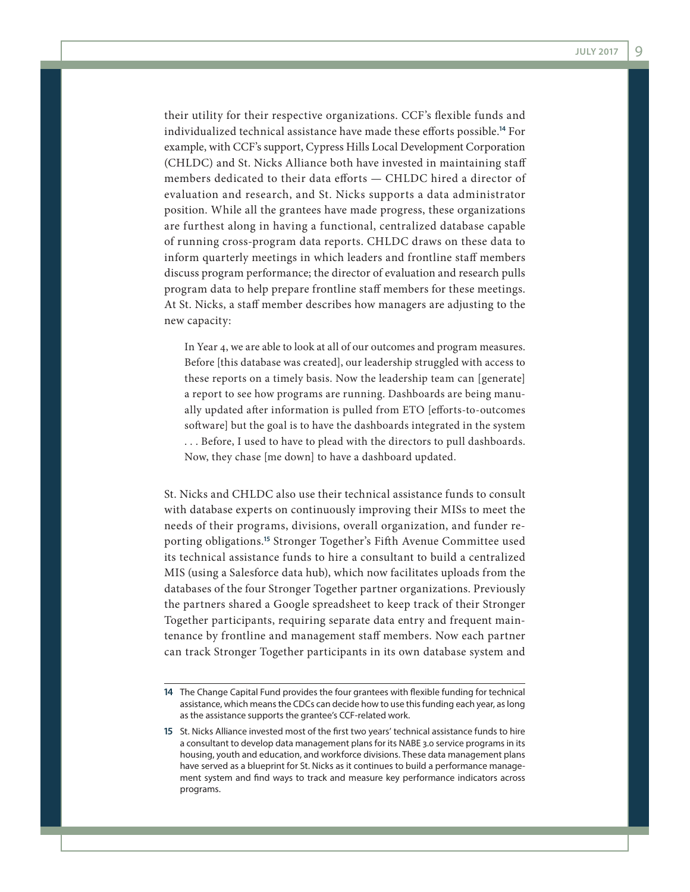their utility for their respective organizations. CCF's flexible funds and individualized technical assistance have made these efforts possible.[14] For example, with CCF's support, Cypress Hills Local Development Corporation (CHLDC) and St. Nicks Alliance both have invested in maintaining staff members dedicated to their data efforts — CHLDC hired a director of evaluation and research, and St. Nicks supports a data administrator position. While all the grantees have made progress, these organizations are furthest along in having a functional, centralized database capable of running cross-program data reports. CHLDC draws on these data to inform quarterly meetings in which leaders and frontline staff members discuss program performance; the director of evaluation and research pulls program data to help prepare frontline staff members for these meetings. At St. Nicks, a staff member describes how managers are adjusting to the new capacity:

> In Year 4, we are able to look at all of our outcomes and program measures. Before [this database was created], our leadership struggled with access to these reports on a timely basis. Now the leadership team can [generate] a report to see how programs are running. Dashboards are being manually updated after information is pulled from ETO [efforts-to-outcomes software] but the goal is to have the dashboards integrated in the system . . . Before, I used to have to plead with the directors to pull dashboards. Now, they chase [me down] to have a dashboard updated.

St. Nicks and CHLDC also use their technical assistance funds to consult with database experts on continuously improving their MISs to meet the needs of their programs, divisions, overall organization, and funder reporting obligations.[15] Stronger Together's Fifth Avenue Committee used its technical assistance funds to hire a consultant to build a centralized MIS (using a Salesforce data hub), which now facilitates uploads from the databases of the four Stronger Together partner organizations. Previously the partners shared a Google spreadsheet to keep track of their Stronger Together participants, requiring separate data entry and frequent maintenance by frontline and management staff members. Now each partner can track Stronger Together participants in its own database system and

---

**14** The Change Capital Fund provides the four grantees with flexible funding for technical assistance, which means the CDCs can decide how to use this funding each year, as long as the assistance supports the grantee's CCF-related work.

**15** St. Nicks Alliance invested most of the first two years' technical assistance funds to hire a consultant to develop data management plans for its NABE 3.0 service programs in its housing, youth and education, and workforce divisions. These data management plans have served as a blueprint for St. Nicks as it continues to build a performance management system and find ways to track and measure key performance indicators across programs.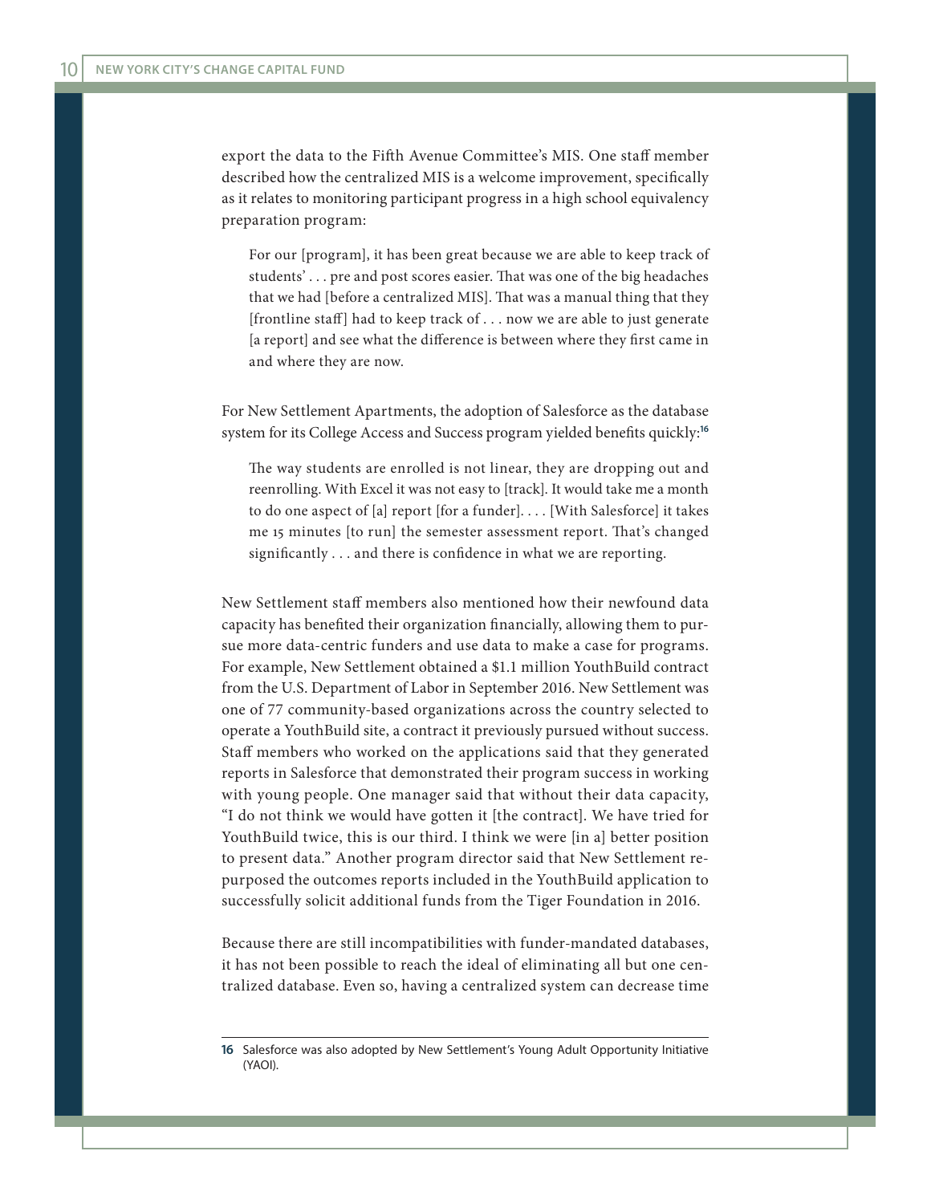export the data to the Fifth Avenue Committee's MIS. One staff member described how the centralized MIS is a welcome improvement, specifically as it relates to monitoring participant progress in a high school equivalency preparation program:

> For our [program], it has been great because we are able to keep track of students' . . . pre and post scores easier. That was one of the big headaches that we had [before a centralized MIS]. That was a manual thing that they [frontline staff] had to keep track of . . . now we are able to just generate [a report] and see what the difference is between where they first came in and where they are now.

For New Settlement Apartments, the adoption of Salesforce as the database system for its College Access and Success program yielded benefits quickly:[16]

> The way students are enrolled is not linear, they are dropping out and reenrolling. With Excel it was not easy to [track]. It would take me a month to do one aspect of [a] report [for a funder]. . . . [With Salesforce] it takes me 15 minutes [to run] the semester assessment report. That's changed significantly . . . and there is confidence in what we are reporting.

New Settlement staff members also mentioned how their newfound data capacity has benefited their organization financially, allowing them to pursue more data-centric funders and use data to make a case for programs. For example, New Settlement obtained a $1.1 million YouthBuild contract from the U.S. Department of Labor in September 2016. New Settlement was one of 77 community-based organizations across the country selected to operate a YouthBuild site, a contract it previously pursued without success. Staff members who worked on the applications said that they generated reports in Salesforce that demonstrated their program success in working with young people. One manager said that without their data capacity, "I do not think we would have gotten it [the contract]. We have tried for YouthBuild twice, this is our third. I think we were [in a] better position to present data." Another program director said that New Settlement repurposed the outcomes reports included in the YouthBuild application to successfully solicit additional funds from the Tiger Foundation in 2016.

Because there are still incompatibilities with funder-mandated databases, it has not been possible to reach the ideal of eliminating all but one centralized database. Even so, having a centralized system can decrease time

---

16 Salesforce was also adopted by New Settlement's Young Adult Opportunity Initiative (YAOI).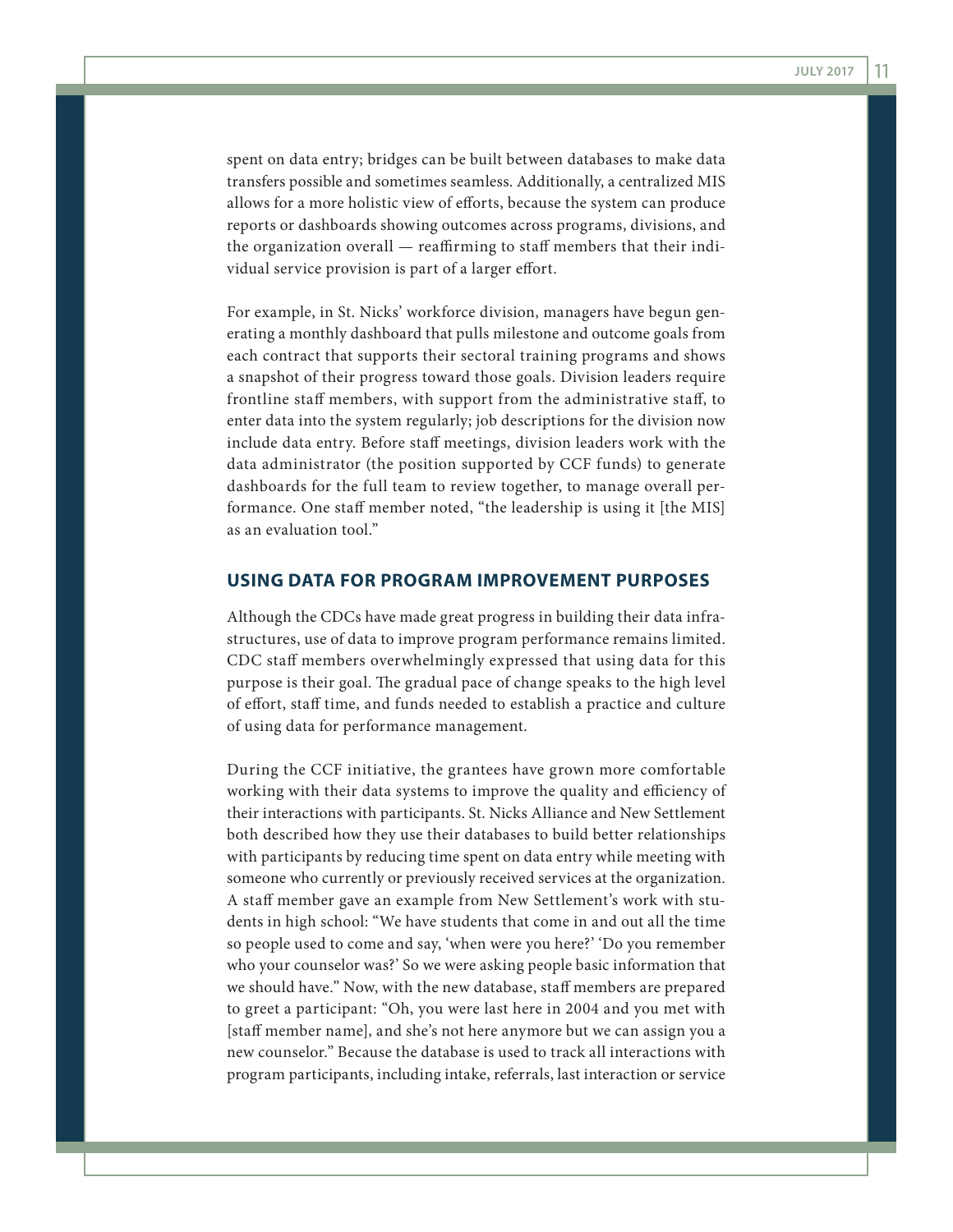spent on data entry; bridges can be built between databases to make data transfers possible and sometimes seamless. Additionally, a centralized MIS allows for a more holistic view of efforts, because the system can produce reports or dashboards showing outcomes across programs, divisions, and the organization overall — reaffirming to staff members that their individual service provision is part of a larger effort.

For example, in St. Nicks' workforce division, managers have begun generating a monthly dashboard that pulls milestone and outcome goals from each contract that supports their sectoral training programs and shows a snapshot of their progress toward those goals. Division leaders require frontline staff members, with support from the administrative staff, to enter data into the system regularly; job descriptions for the division now include data entry. Before staff meetings, division leaders work with the data administrator (the position supported by CCF funds) to generate dashboards for the full team to review together, to manage overall performance. One staff member noted, "the leadership is using it [the MIS] as an evaluation tool."

## USING DATA FOR PROGRAM IMPROVEMENT PURPOSES

Although the CDCs have made great progress in building their data infrastructures, use of data to improve program performance remains limited. CDC staff members overwhelmingly expressed that using data for this purpose is their goal. The gradual pace of change speaks to the high level of effort, staff time, and funds needed to establish a practice and culture of using data for performance management.

During the CCF initiative, the grantees have grown more comfortable working with their data systems to improve the quality and efficiency of their interactions with participants. St. Nicks Alliance and New Settlement both described how they use their databases to build better relationships with participants by reducing time spent on data entry while meeting with someone who currently or previously received services at the organization. A staff member gave an example from New Settlement's work with students in high school: "We have students that come in and out all the time so people used to come and say, 'when were you here?' 'Do you remember who your counselor was?' So we were asking people basic information that we should have." Now, with the new database, staff members are prepared to greet a participant: "Oh, you were last here in 2004 and you met with [staff member name], and she's not here anymore but we can assign you a new counselor." Because the database is used to track all interactions with program participants, including intake, referrals, last interaction or service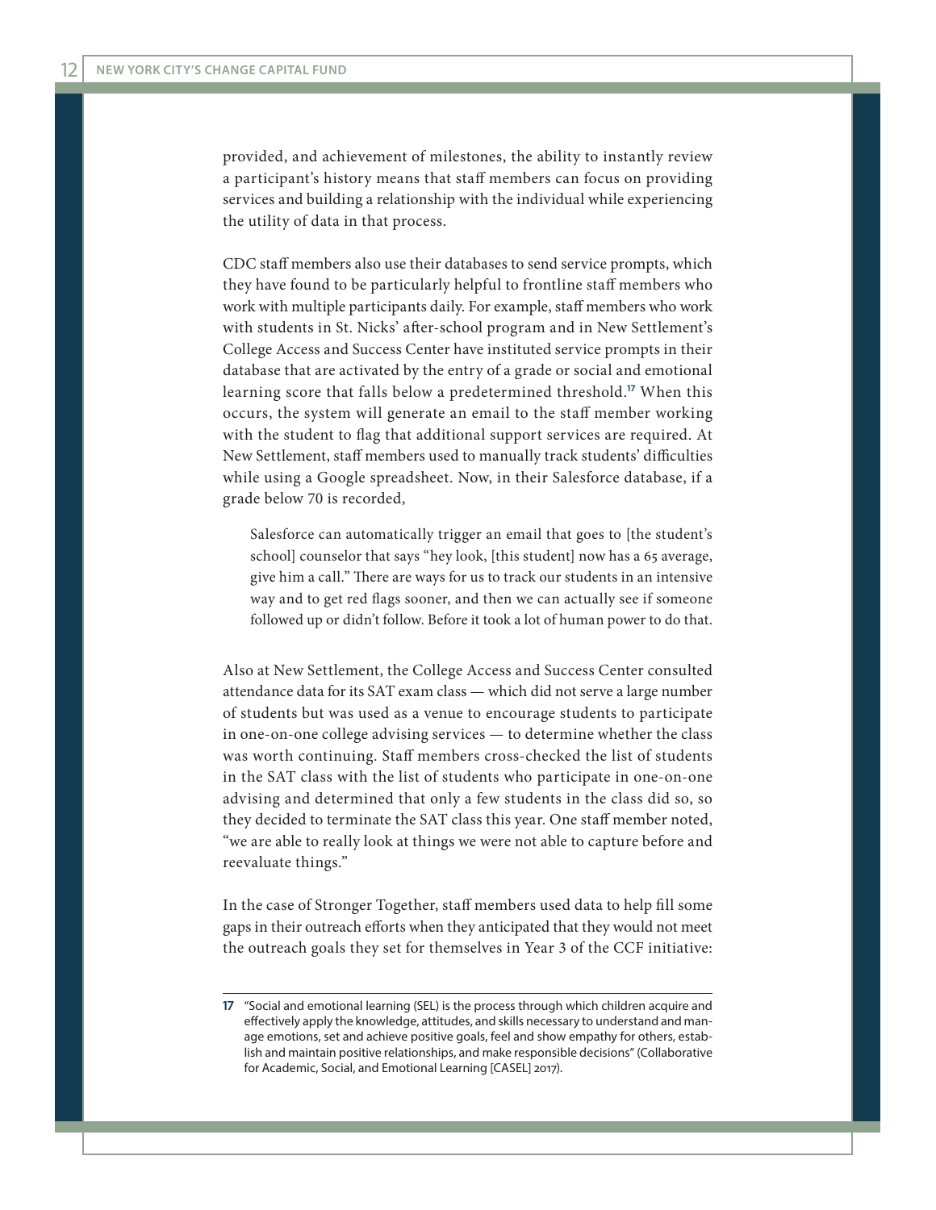provided, and achievement of milestones, the ability to instantly review a participant's history means that staff members can focus on providing services and building a relationship with the individual while experiencing the utility of data in that process.

CDC staff members also use their databases to send service prompts, which they have found to be particularly helpful to frontline staff members who work with multiple participants daily. For example, staff members who work with students in St. Nicks' after-school program and in New Settlement's College Access and Success Center have instituted service prompts in their database that are activated by the entry of a grade or social and emotional learning score that falls below a predetermined threshold.[17] When this occurs, the system will generate an email to the staff member working with the student to flag that additional support services are required. At New Settlement, staff members used to manually track students' difficulties while using a Google spreadsheet. Now, in their Salesforce database, if a grade below 70 is recorded,

> Salesforce can automatically trigger an email that goes to [the student's school] counselor that says "hey look, [this student] now has a 65 average, give him a call." There are ways for us to track our students in an intensive way and to get red flags sooner, and then we can actually see if someone followed up or didn't follow. Before it took a lot of human power to do that.

Also at New Settlement, the College Access and Success Center consulted attendance data for its SAT exam class — which did not serve a large number of students but was used as a venue to encourage students to participate in one-on-one college advising services — to determine whether the class was worth continuing. Staff members cross-checked the list of students in the SAT class with the list of students who participate in one-on-one advising and determined that only a few students in the class did so, so they decided to terminate the SAT class this year. One staff member noted, "we are able to really look at things we were not able to capture before and reevaluate things."

In the case of Stronger Together, staff members used data to help fill some gaps in their outreach efforts when they anticipated that they would not meet the outreach goals they set for themselves in Year 3 of the CCF initiative:

---

17 "Social and emotional learning (SEL) is the process through which children acquire and effectively apply the knowledge, attitudes, and skills necessary to understand and manage emotions, set and achieve positive goals, feel and show empathy for others, establish and maintain positive relationships, and make responsible decisions" (Collaborative for Academic, Social, and Emotional Learning [CASEL] 2017).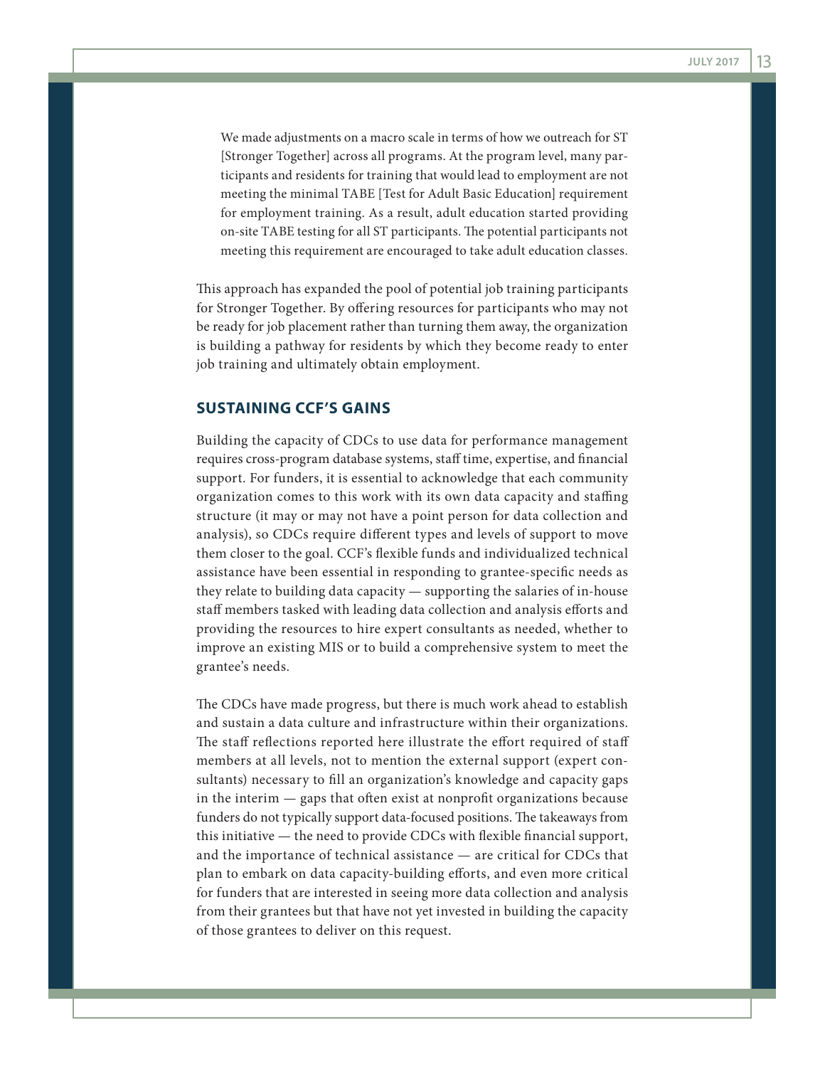> We made adjustments on a macro scale in terms of how we outreach for ST [Stronger Together] across all programs. At the program level, many participants and residents for training that would lead to employment are not meeting the minimal TABE [Test for Adult Basic Education] requirement for employment training. As a result, adult education started providing on-site TABE testing for all ST participants. The potential participants not meeting this requirement are encouraged to take adult education classes.

This approach has expanded the pool of potential job training participants for Stronger Together. By offering resources for participants who may not be ready for job placement rather than turning them away, the organization is building a pathway for residents by which they become ready to enter job training and ultimately obtain employment.

## SUSTAINING CCF'S GAINS

Building the capacity of CDCs to use data for performance management requires cross-program database systems, staff time, expertise, and financial support. For funders, it is essential to acknowledge that each community organization comes to this work with its own data capacity and staffing structure (it may or may not have a point person for data collection and analysis), so CDCs require different types and levels of support to move them closer to the goal. CCF's flexible funds and individualized technical assistance have been essential in responding to grantee-specific needs as they relate to building data capacity — supporting the salaries of in-house staff members tasked with leading data collection and analysis efforts and providing the resources to hire expert consultants as needed, whether to improve an existing MIS or to build a comprehensive system to meet the grantee's needs.

The CDCs have made progress, but there is much work ahead to establish and sustain a data culture and infrastructure within their organizations. The staff reflections reported here illustrate the effort required of staff members at all levels, not to mention the external support (expert consultants) necessary to fill an organization's knowledge and capacity gaps in the interim — gaps that often exist at nonprofit organizations because funders do not typically support data-focused positions. The takeaways from this initiative — the need to provide CDCs with flexible financial support, and the importance of technical assistance — are critical for CDCs that plan to embark on data capacity-building efforts, and even more critical for funders that are interested in seeing more data collection and analysis from their grantees but that have not yet invested in building the capacity of those grantees to deliver on this request.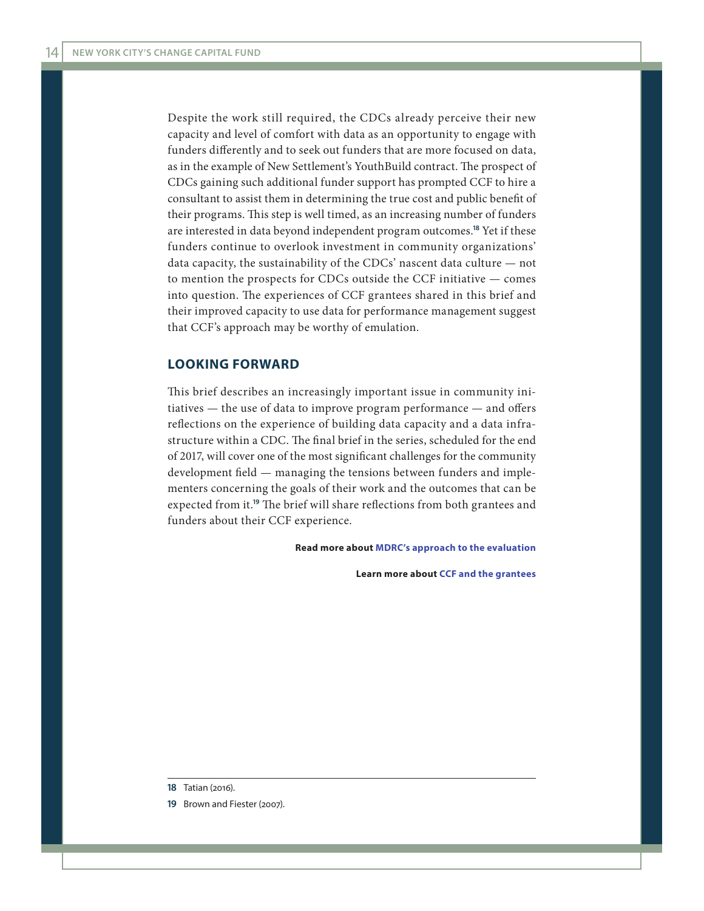Despite the work still required, the CDCs already perceive their new capacity and level of comfort with data as an opportunity to engage with funders differently and to seek out funders that are more focused on data, as in the example of New Settlement's YouthBuild contract. The prospect of CDCs gaining such additional funder support has prompted CCF to hire a consultant to assist them in determining the true cost and public benefit of their programs. This step is well timed, as an increasing number of funders are interested in data beyond independent program outcomes.[18] Yet if these funders continue to overlook investment in community organizations' data capacity, the sustainability of the CDCs' nascent data culture — not to mention the prospects for CDCs outside the CCF initiative — comes into question. The experiences of CCF grantees shared in this brief and their improved capacity to use data for performance management suggest that CCF's approach may be worthy of emulation.

## LOOKING FORWARD

This brief describes an increasingly important issue in community initiatives — the use of data to improve program performance — and offers reflections on the experience of building data capacity and a data infrastructure within a CDC. The final brief in the series, scheduled for the end of 2017, will cover one of the most significant challenges for the community development field — managing the tensions between funders and implementers concerning the goals of their work and the outcomes that can be expected from it.[19] The brief will share reflections from both grantees and funders about their CCF experience.

**Read more about MDRC's approach to the evaluation**

**Learn more about CCF and the grantees**

---

**18** Tatian (2016).

**19** Brown and Fiester (2007).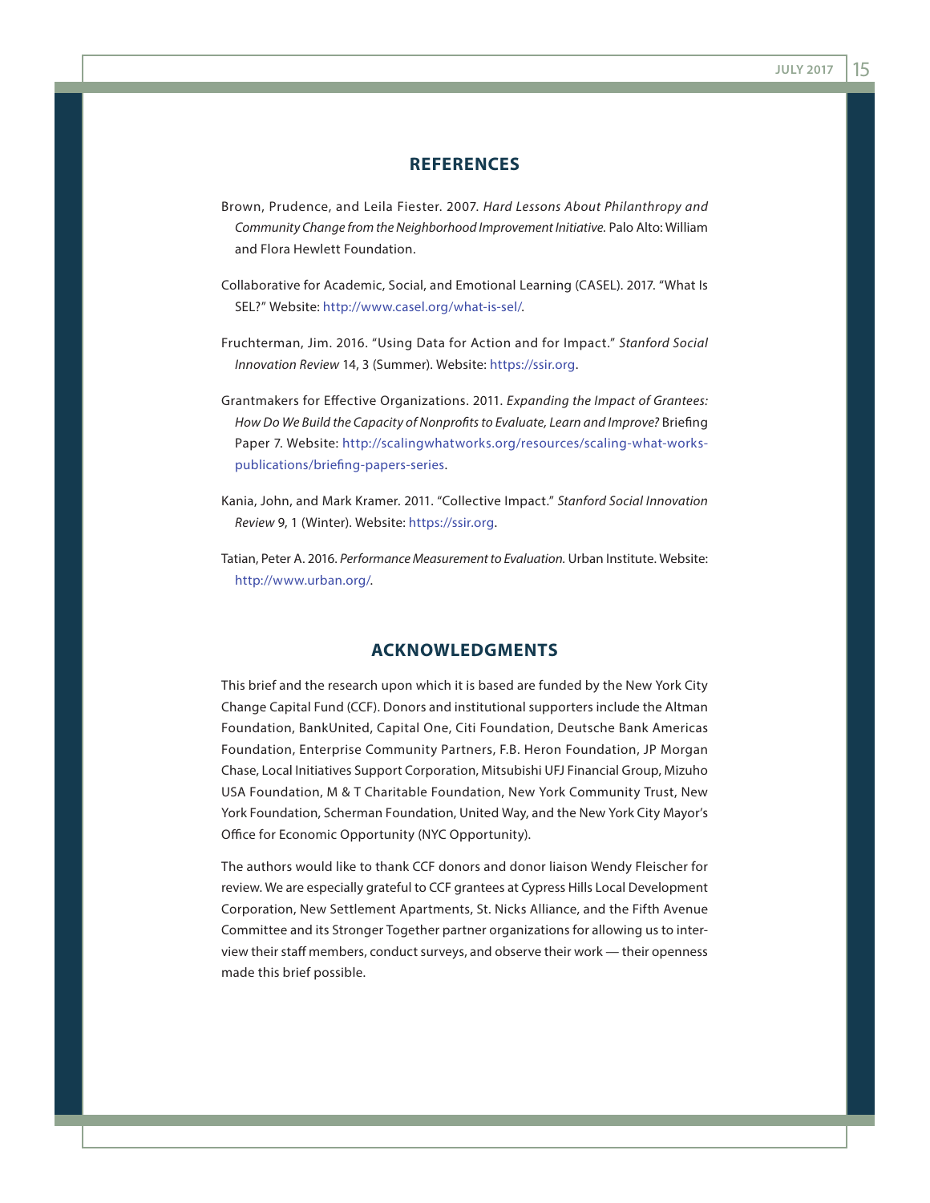## REFERENCES

Brown, Prudence, and Leila Fiester. 2007. *Hard Lessons About Philanthropy and Community Change from the Neighborhood Improvement Initiative.* Palo Alto: William and Flora Hewlett Foundation.

Collaborative for Academic, Social, and Emotional Learning (CASEL). 2017. "What Is SEL?" Website: http://www.casel.org/what-is-sel/.

Fruchterman, Jim. 2016. "Using Data for Action and for Impact." *Stanford Social Innovation Review* 14, 3 (Summer). Website: https://ssir.org.

Grantmakers for Effective Organizations. 2011. *Expanding the Impact of Grantees: How Do We Build the Capacity of Nonprofits to Evaluate, Learn and Improve?* Briefing Paper 7. Website: http://scalingwhatworks.org/resources/scaling-what-works-publications/briefing-papers-series.

Kania, John, and Mark Kramer. 2011. "Collective Impact." *Stanford Social Innovation Review* 9, 1 (Winter). Website: https://ssir.org.

Tatian, Peter A. 2016. *Performance Measurement to Evaluation.* Urban Institute. Website: http://www.urban.org/.

## ACKNOWLEDGMENTS

This brief and the research upon which it is based are funded by the New York City Change Capital Fund (CCF). Donors and institutional supporters include the Altman Foundation, BankUnited, Capital One, Citi Foundation, Deutsche Bank Americas Foundation, Enterprise Community Partners, F.B. Heron Foundation, JP Morgan Chase, Local Initiatives Support Corporation, Mitsubishi UFJ Financial Group, Mizuho USA Foundation, M & T Charitable Foundation, New York Community Trust, New York Foundation, Scherman Foundation, United Way, and the New York City Mayor's Office for Economic Opportunity (NYC Opportunity).

The authors would like to thank CCF donors and donor liaison Wendy Fleischer for review. We are especially grateful to CCF grantees at Cypress Hills Local Development Corporation, New Settlement Apartments, St. Nicks Alliance, and the Fifth Avenue Committee and its Stronger Together partner organizations for allowing us to interview their staff members, conduct surveys, and observe their work — their openness made this brief possible.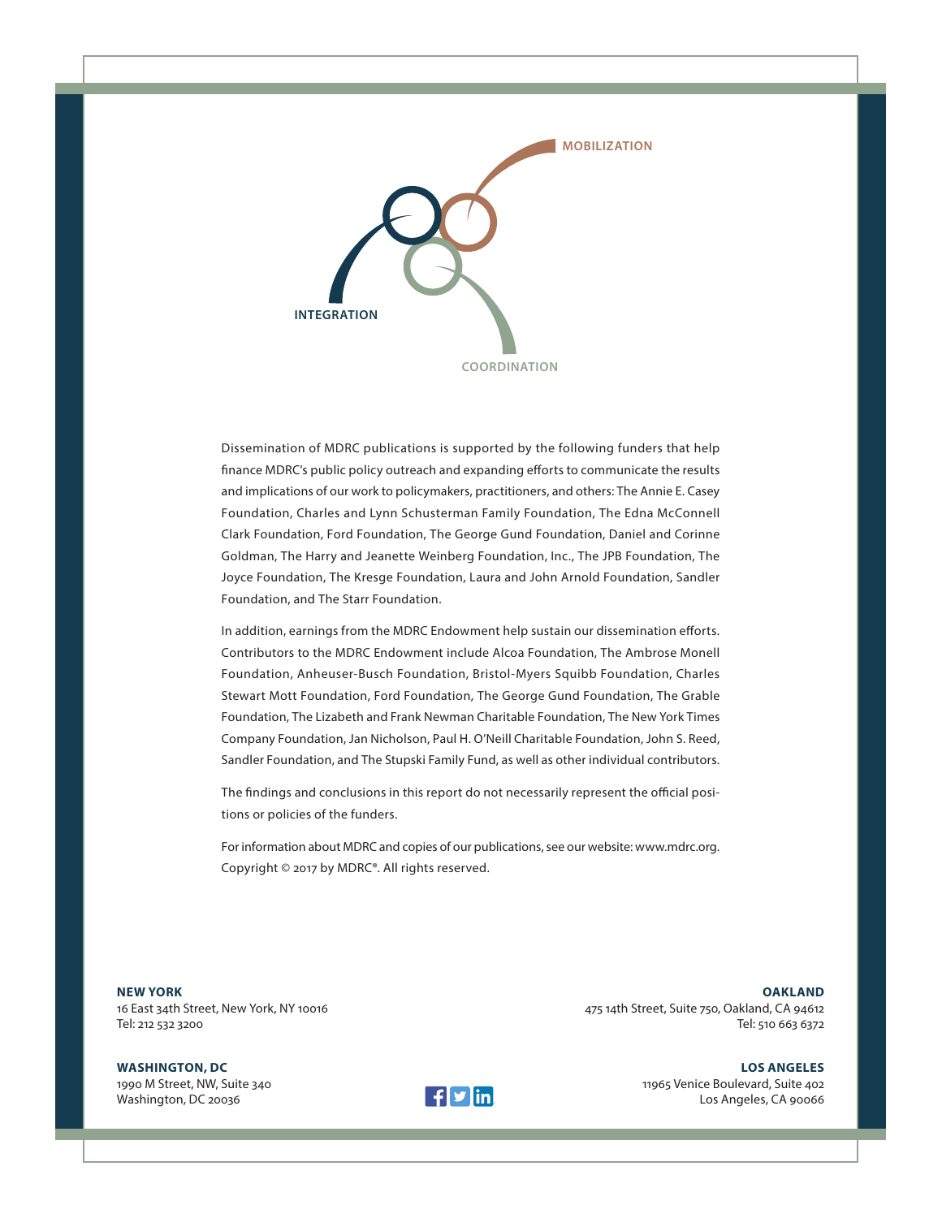MOBILIZATION

INTEGRATION

COORDINATION

Dissemination of MDRC publications is supported by the following funders that help finance MDRC's public policy outreach and expanding efforts to communicate the results and implications of our work to policymakers, practitioners, and others: The Annie E. Casey Foundation, Charles and Lynn Schusterman Family Foundation, The Edna McConnell Clark Foundation, Ford Foundation, The George Gund Foundation, Daniel and Corinne Goldman, The Harry and Jeanette Weinberg Foundation, Inc., The JPB Foundation, The Joyce Foundation, The Kresge Foundation, Laura and John Arnold Foundation, Sandler Foundation, and The Starr Foundation.

In addition, earnings from the MDRC Endowment help sustain our dissemination efforts. Contributors to the MDRC Endowment include Alcoa Foundation, The Ambrose Monell Foundation, Anheuser-Busch Foundation, Bristol-Myers Squibb Foundation, Charles Stewart Mott Foundation, Ford Foundation, The George Gund Foundation, The Grable Foundation, The Lizabeth and Frank Newman Charitable Foundation, The New York Times Company Foundation, Jan Nicholson, Paul H. O'Neill Charitable Foundation, John S. Reed, Sandler Foundation, and The Stupski Family Fund, as well as other individual contributors.

The findings and conclusions in this report do not necessarily represent the official positions or policies of the funders.

For information about MDRC and copies of our publications, see our website: www.mdrc.org.
Copyright © 2017 by MDRC®. All rights reserved.

**NEW YORK**
16 East 34th Street, New York, NY 10016
Tel: 212 532 3200

**OAKLAND**
475 14th Street, Suite 750, Oakland, CA 94612
Tel: 510 663 6372

**WASHINGTON, DC**
1990 M Street, NW, Suite 340
Washington, DC 20036

**LOS ANGELES**
11965 Venice Boulevard, Suite 402
Los Angeles, CA 90066